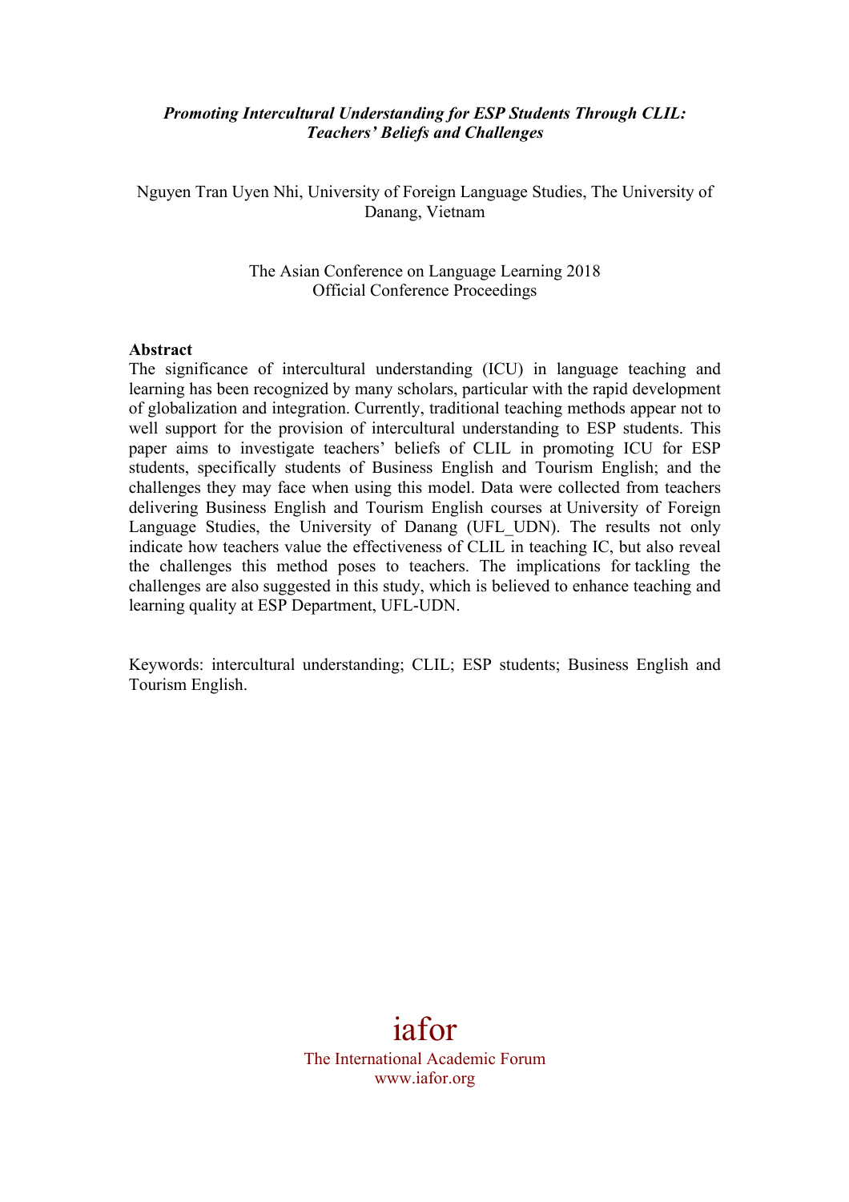***Promoting Intercultural Understanding for ESP Students Through CLIL: Teachers' Beliefs and Challenges***

Nguyen Tran Uyen Nhi, University of Foreign Language Studies, The University of Danang, Vietnam

The Asian Conference on Language Learning 2018
Official Conference Proceedings

**Abstract**

The significance of intercultural understanding (ICU) in language teaching and learning has been recognized by many scholars, particular with the rapid development of globalization and integration. Currently, traditional teaching methods appear not to well support for the provision of intercultural understanding to ESP students. This paper aims to investigate teachers' beliefs of CLIL in promoting ICU for ESP students, specifically students of Business English and Tourism English; and the challenges they may face when using this model. Data were collected from teachers delivering Business English and Tourism English courses at University of Foreign Language Studies, the University of Danang (UFL_UDN). The results not only indicate how teachers value the effectiveness of CLIL in teaching IC, but also reveal the challenges this method poses to teachers. The implications for tackling the challenges are also suggested in this study, which is believed to enhance teaching and learning quality at ESP Department, UFL-UDN.

Keywords: intercultural understanding; CLIL; ESP students; Business English and Tourism English.

iafor
The International Academic Forum
www.iafor.org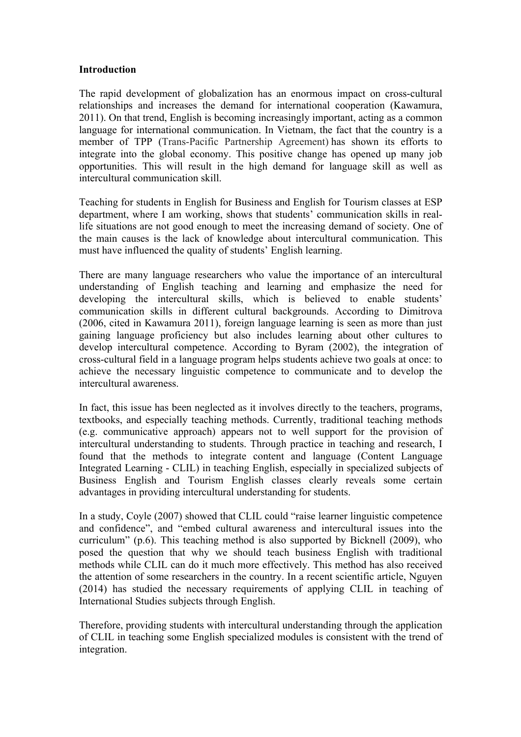## Introduction

The rapid development of globalization has an enormous impact on cross-cultural relationships and increases the demand for international cooperation (Kawamura, 2011). On that trend, English is becoming increasingly important, acting as a common language for international communication. In Vietnam, the fact that the country is a member of TPP (Trans-Pacific Partnership Agreement) has shown its efforts to integrate into the global economy. This positive change has opened up many job opportunities. This will result in the high demand for language skill as well as intercultural communication skill.

Teaching for students in English for Business and English for Tourism classes at ESP department, where I am working, shows that students' communication skills in real-life situations are not good enough to meet the increasing demand of society. One of the main causes is the lack of knowledge about intercultural communication. This must have influenced the quality of students' English learning.

There are many language researchers who value the importance of an intercultural understanding of English teaching and learning and emphasize the need for developing the intercultural skills, which is believed to enable students' communication skills in different cultural backgrounds. According to Dimitrova (2006, cited in Kawamura 2011), foreign language learning is seen as more than just gaining language proficiency but also includes learning about other cultures to develop intercultural competence. According to Byram (2002), the integration of cross-cultural field in a language program helps students achieve two goals at once: to achieve the necessary linguistic competence to communicate and to develop the intercultural awareness.

In fact, this issue has been neglected as it involves directly to the teachers, programs, textbooks, and especially teaching methods. Currently, traditional teaching methods (e.g. communicative approach) appears not to well support for the provision of intercultural understanding to students. Through practice in teaching and research, I found that the methods to integrate content and language (Content Language Integrated Learning - CLIL) in teaching English, especially in specialized subjects of Business English and Tourism English classes clearly reveals some certain advantages in providing intercultural understanding for students.

In a study, Coyle (2007) showed that CLIL could "raise learner linguistic competence and confidence", and "embed cultural awareness and intercultural issues into the curriculum" (p.6). This teaching method is also supported by Bicknell (2009), who posed the question that why we should teach business English with traditional methods while CLIL can do it much more effectively. This method has also received the attention of some researchers in the country. In a recent scientific article, Nguyen (2014) has studied the necessary requirements of applying CLIL in teaching of International Studies subjects through English.

Therefore, providing students with intercultural understanding through the application of CLIL in teaching some English specialized modules is consistent with the trend of integration.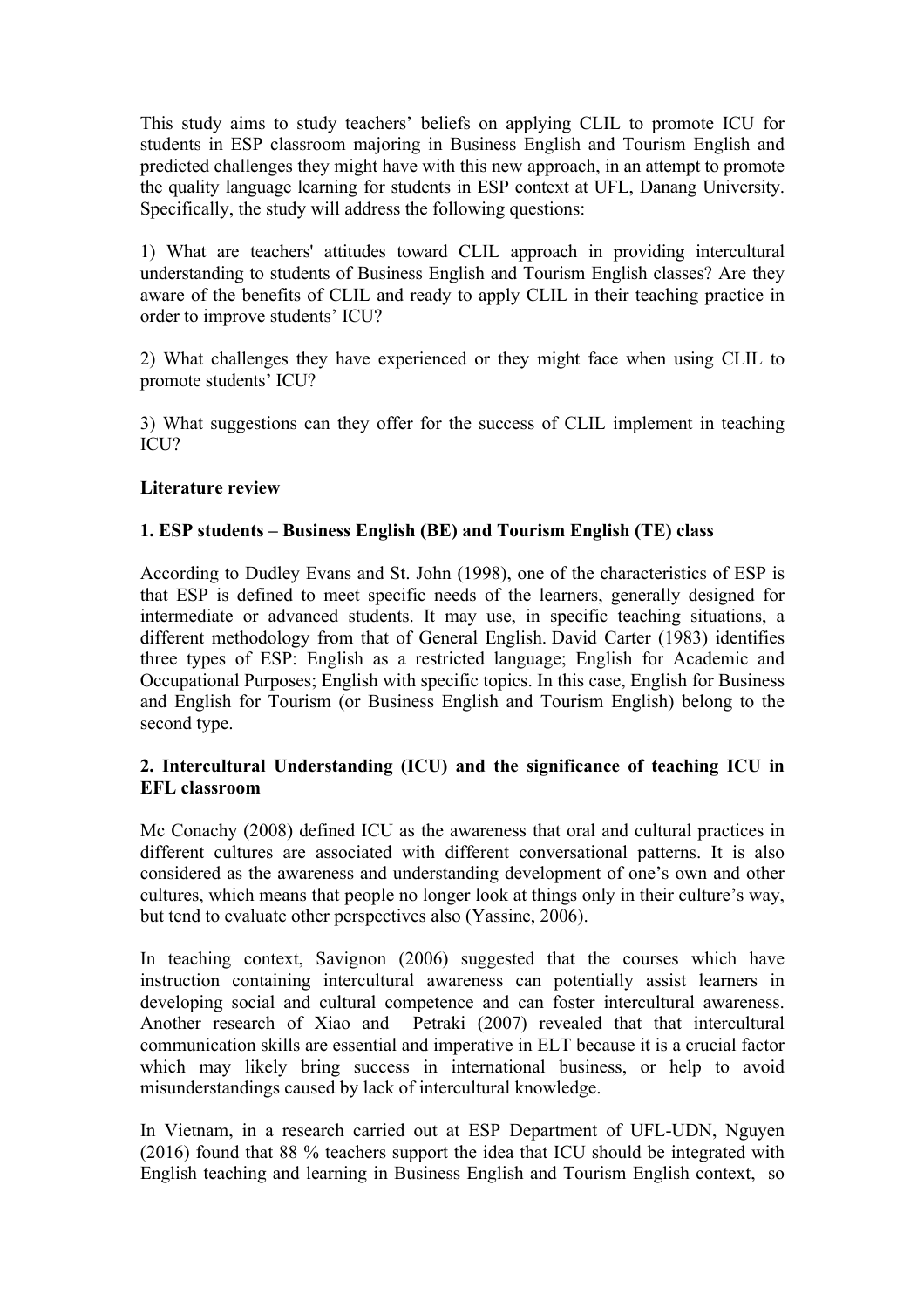This study aims to study teachers' beliefs on applying CLIL to promote ICU for students in ESP classroom majoring in Business English and Tourism English and predicted challenges they might have with this new approach, in an attempt to promote the quality language learning for students in ESP context at UFL, Danang University. Specifically, the study will address the following questions:

1) What are teachers' attitudes toward CLIL approach in providing intercultural understanding to students of Business English and Tourism English classes? Are they aware of the benefits of CLIL and ready to apply CLIL in their teaching practice in order to improve students' ICU?

2) What challenges they have experienced or they might face when using CLIL to promote students' ICU?

3) What suggestions can they offer for the success of CLIL implement in teaching ICU?

## Literature review

### 1. ESP students – Business English (BE) and Tourism English (TE) class

According to Dudley Evans and St. John (1998), one of the characteristics of ESP is that ESP is defined to meet specific needs of the learners, generally designed for intermediate or advanced students. It may use, in specific teaching situations, a different methodology from that of General English. David Carter (1983) identifies three types of ESP: English as a restricted language; English for Academic and Occupational Purposes; English with specific topics. In this case, English for Business and English for Tourism (or Business English and Tourism English) belong to the second type.

### 2. Intercultural Understanding (ICU) and the significance of teaching ICU in EFL classroom

Mc Conachy (2008) defined ICU as the awareness that oral and cultural practices in different cultures are associated with different conversational patterns. It is also considered as the awareness and understanding development of one's own and other cultures, which means that people no longer look at things only in their culture's way, but tend to evaluate other perspectives also (Yassine, 2006).

In teaching context, Savignon (2006) suggested that the courses which have instruction containing intercultural awareness can potentially assist learners in developing social and cultural competence and can foster intercultural awareness. Another research of Xiao and Petraki (2007) revealed that that intercultural communication skills are essential and imperative in ELT because it is a crucial factor which may likely bring success in international business, or help to avoid misunderstandings caused by lack of intercultural knowledge.

In Vietnam, in a research carried out at ESP Department of UFL-UDN, Nguyen (2016) found that 88 % teachers support the idea that ICU should be integrated with English teaching and learning in Business English and Tourism English context, so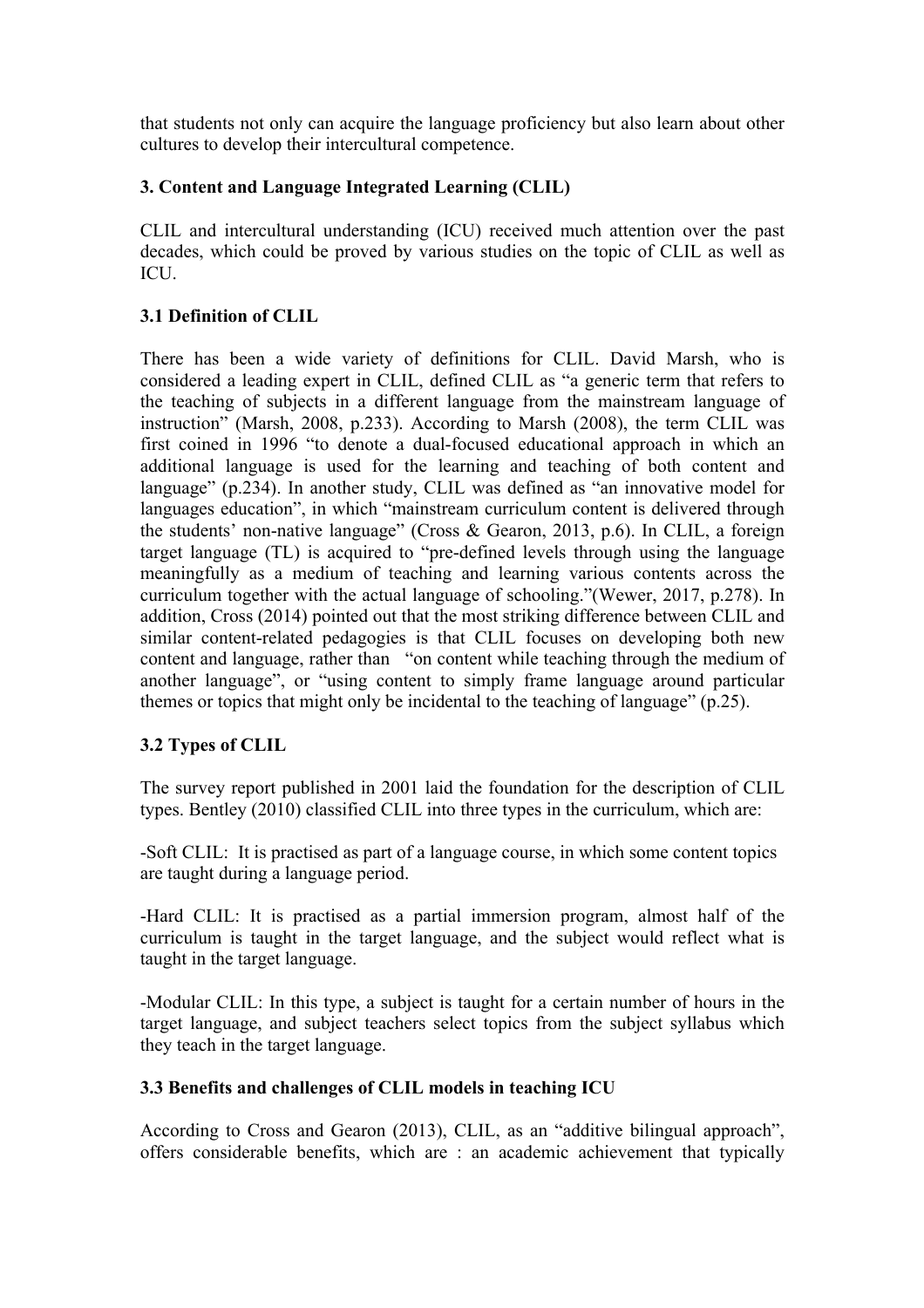that students not only can acquire the language proficiency but also learn about other cultures to develop their intercultural competence.

## 3. Content and Language Integrated Learning (CLIL)

CLIL and intercultural understanding (ICU) received much attention over the past decades, which could be proved by various studies on the topic of CLIL as well as ICU.

### 3.1 Definition of CLIL

There has been a wide variety of definitions for CLIL. David Marsh, who is considered a leading expert in CLIL, defined CLIL as "a generic term that refers to the teaching of subjects in a different language from the mainstream language of instruction" (Marsh, 2008, p.233). According to Marsh (2008), the term CLIL was first coined in 1996 "to denote a dual-focused educational approach in which an additional language is used for the learning and teaching of both content and language" (p.234). In another study, CLIL was defined as "an innovative model for languages education", in which "mainstream curriculum content is delivered through the students' non-native language" (Cross & Gearon, 2013, p.6). In CLIL, a foreign target language (TL) is acquired to "pre-defined levels through using the language meaningfully as a medium of teaching and learning various contents across the curriculum together with the actual language of schooling."(Wewer, 2017, p.278). In addition, Cross (2014) pointed out that the most striking difference between CLIL and similar content-related pedagogies is that CLIL focuses on developing both new content and language, rather than "on content while teaching through the medium of another language", or "using content to simply frame language around particular themes or topics that might only be incidental to the teaching of language" (p.25).

### 3.2 Types of CLIL

The survey report published in 2001 laid the foundation for the description of CLIL types. Bentley (2010) classified CLIL into three types in the curriculum, which are:

-Soft CLIL: It is practised as part of a language course, in which some content topics are taught during a language period.

-Hard CLIL: It is practised as a partial immersion program, almost half of the curriculum is taught in the target language, and the subject would reflect what is taught in the target language.

-Modular CLIL: In this type, a subject is taught for a certain number of hours in the target language, and subject teachers select topics from the subject syllabus which they teach in the target language.

### 3.3 Benefits and challenges of CLIL models in teaching ICU

According to Cross and Gearon (2013), CLIL, as an "additive bilingual approach", offers considerable benefits, which are : an academic achievement that typically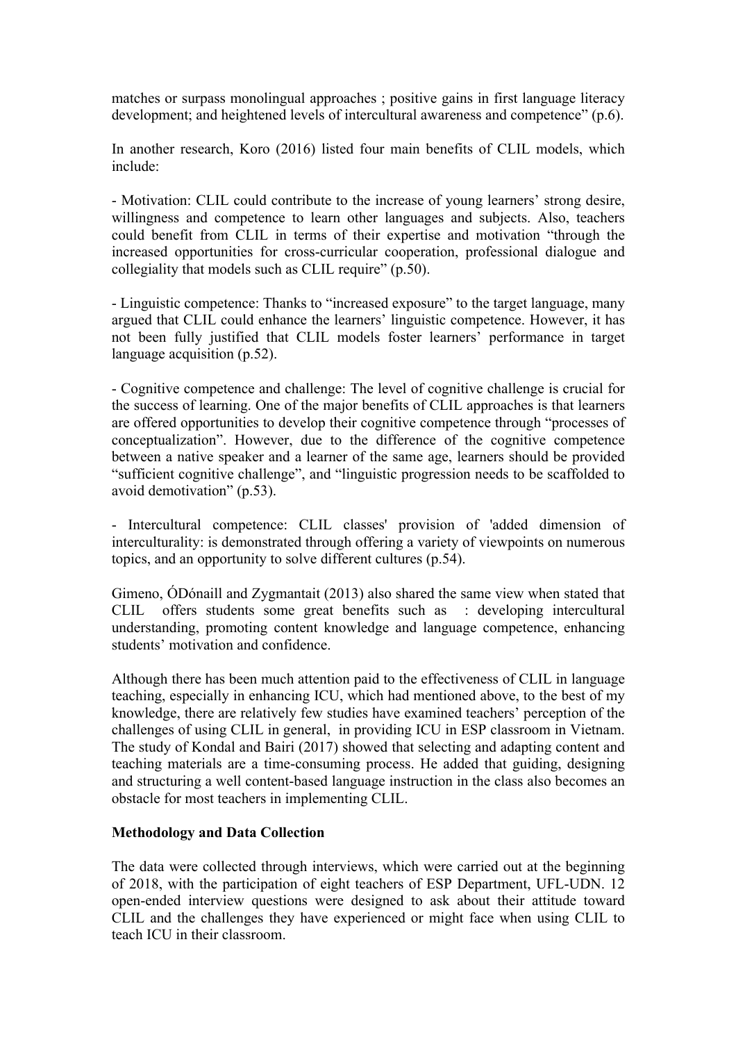matches or surpass monolingual approaches ; positive gains in first language literacy development; and heightened levels of intercultural awareness and competence" (p.6).

In another research, Koro (2016) listed four main benefits of CLIL models, which include:

- Motivation: CLIL could contribute to the increase of young learners' strong desire, willingness and competence to learn other languages and subjects. Also, teachers could benefit from CLIL in terms of their expertise and motivation "through the increased opportunities for cross-curricular cooperation, professional dialogue and collegiality that models such as CLIL require" (p.50).

- Linguistic competence: Thanks to "increased exposure" to the target language, many argued that CLIL could enhance the learners' linguistic competence. However, it has not been fully justified that CLIL models foster learners' performance in target language acquisition (p.52).

- Cognitive competence and challenge: The level of cognitive challenge is crucial for the success of learning. One of the major benefits of CLIL approaches is that learners are offered opportunities to develop their cognitive competence through "processes of conceptualization". However, due to the difference of the cognitive competence between a native speaker and a learner of the same age, learners should be provided "sufficient cognitive challenge", and "linguistic progression needs to be scaffolded to avoid demotivation" (p.53).

- Intercultural competence: CLIL classes' provision of 'added dimension of interculturality: is demonstrated through offering a variety of viewpoints on numerous topics, and an opportunity to solve different cultures (p.54).

Gimeno, ÓDónaill and Zygmantait (2013) also shared the same view when stated that CLIL offers students some great benefits such as : developing intercultural understanding, promoting content knowledge and language competence, enhancing students' motivation and confidence.

Although there has been much attention paid to the effectiveness of CLIL in language teaching, especially in enhancing ICU, which had mentioned above, to the best of my knowledge, there are relatively few studies have examined teachers' perception of the challenges of using CLIL in general, in providing ICU in ESP classroom in Vietnam. The study of Kondal and Bairi (2017) showed that selecting and adapting content and teaching materials are a time-consuming process. He added that guiding, designing and structuring a well content-based language instruction in the class also becomes an obstacle for most teachers in implementing CLIL.

**Methodology and Data Collection**

The data were collected through interviews, which were carried out at the beginning of 2018, with the participation of eight teachers of ESP Department, UFL-UDN. 12 open-ended interview questions were designed to ask about their attitude toward CLIL and the challenges they have experienced or might face when using CLIL to teach ICU in their classroom.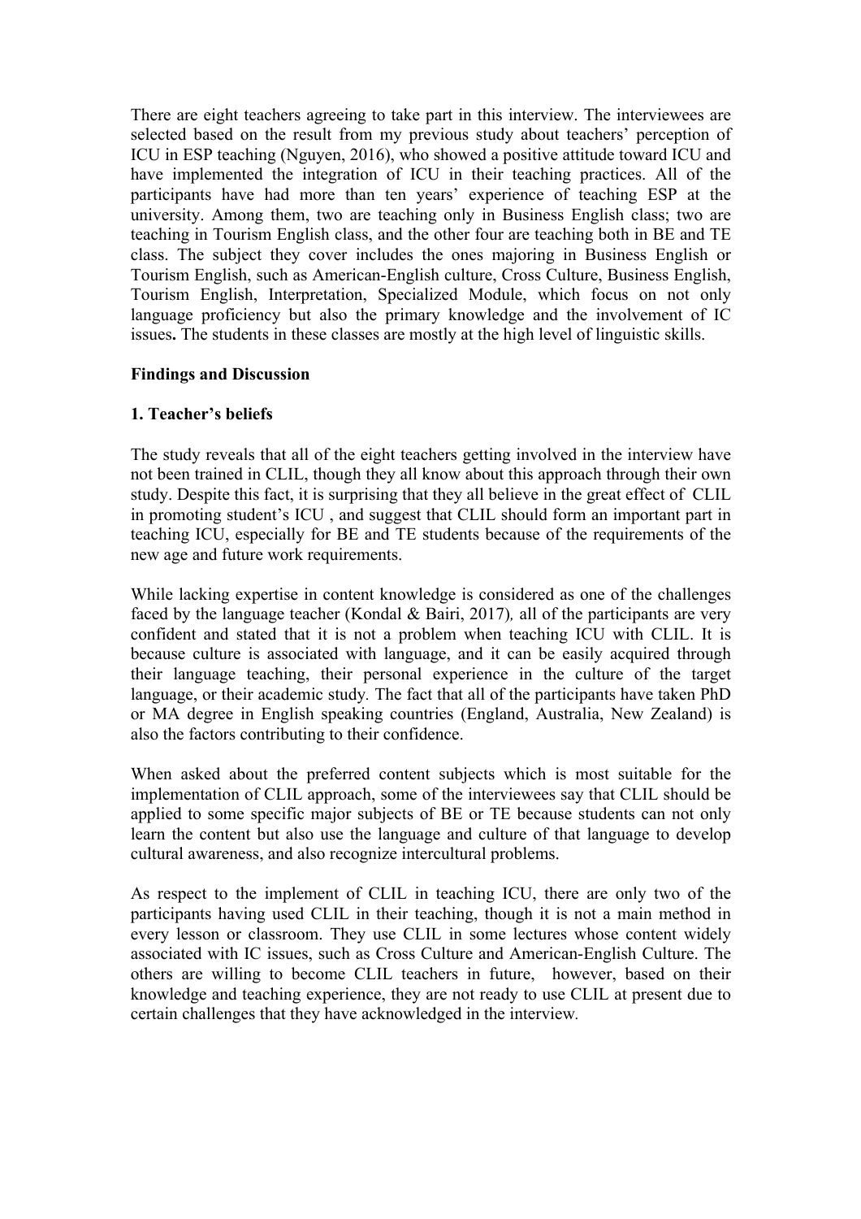There are eight teachers agreeing to take part in this interview. The interviewees are selected based on the result from my previous study about teachers' perception of ICU in ESP teaching (Nguyen, 2016), who showed a positive attitude toward ICU and have implemented the integration of ICU in their teaching practices. All of the participants have had more than ten years' experience of teaching ESP at the university. Among them, two are teaching only in Business English class; two are teaching in Tourism English class, and the other four are teaching both in BE and TE class. The subject they cover includes the ones majoring in Business English or Tourism English, such as American-English culture, Cross Culture, Business English, Tourism English, Interpretation, Specialized Module, which focus on not only language proficiency but also the primary knowledge and the involvement of IC issues**.** The students in these classes are mostly at the high level of linguistic skills.

**Findings and Discussion**

**1. Teacher's beliefs**

The study reveals that all of the eight teachers getting involved in the interview have not been trained in CLIL, though they all know about this approach through their own study. Despite this fact, it is surprising that they all believe in the great effect of CLIL in promoting student's ICU , and suggest that CLIL should form an important part in teaching ICU, especially for BE and TE students because of the requirements of the new age and future work requirements.

While lacking expertise in content knowledge is considered as one of the challenges faced by the language teacher (Kondal & Bairi, 2017)*,* all of the participants are very confident and stated that it is not a problem when teaching ICU with CLIL. It is because culture is associated with language, and it can be easily acquired through their language teaching, their personal experience in the culture of the target language, or their academic study. The fact that all of the participants have taken PhD or MA degree in English speaking countries (England, Australia, New Zealand) is also the factors contributing to their confidence.

When asked about the preferred content subjects which is most suitable for the implementation of CLIL approach, some of the interviewees say that CLIL should be applied to some specific major subjects of BE or TE because students can not only learn the content but also use the language and culture of that language to develop cultural awareness, and also recognize intercultural problems.

As respect to the implement of CLIL in teaching ICU, there are only two of the participants having used CLIL in their teaching, though it is not a main method in every lesson or classroom. They use CLIL in some lectures whose content widely associated with IC issues, such as Cross Culture and American-English Culture. The others are willing to become CLIL teachers in future, however, based on their knowledge and teaching experience, they are not ready to use CLIL at present due to certain challenges that they have acknowledged in the interview.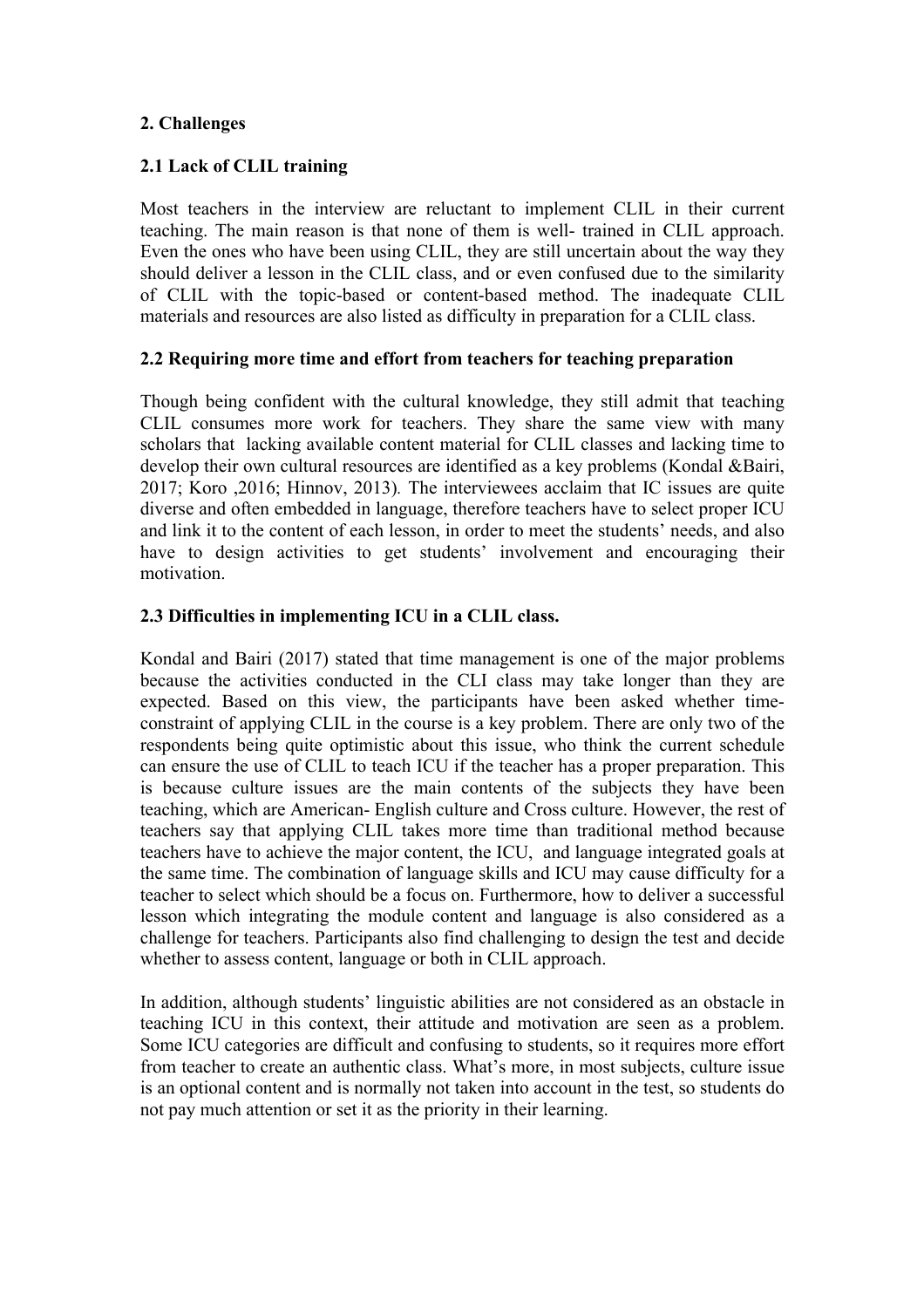## 2. Challenges

### 2.1 Lack of CLIL training

Most teachers in the interview are reluctant to implement CLIL in their current teaching. The main reason is that none of them is well- trained in CLIL approach. Even the ones who have been using CLIL, they are still uncertain about the way they should deliver a lesson in the CLIL class, and or even confused due to the similarity of CLIL with the topic-based or content-based method. The inadequate CLIL materials and resources are also listed as difficulty in preparation for a CLIL class.

### 2.2 Requiring more time and effort from teachers for teaching preparation

Though being confident with the cultural knowledge, they still admit that teaching CLIL consumes more work for teachers. They share the same view with many scholars that lacking available content material for CLIL classes and lacking time to develop their own cultural resources are identified as a key problems (Kondal &Bairi, 2017; Koro ,2016; Hinnov, 2013). The interviewees acclaim that IC issues are quite diverse and often embedded in language, therefore teachers have to select proper ICU and link it to the content of each lesson, in order to meet the students' needs, and also have to design activities to get students' involvement and encouraging their motivation.

### 2.3 Difficulties in implementing ICU in a CLIL class.

Kondal and Bairi (2017) stated that time management is one of the major problems because the activities conducted in the CLI class may take longer than they are expected. Based on this view, the participants have been asked whether time-constraint of applying CLIL in the course is a key problem. There are only two of the respondents being quite optimistic about this issue, who think the current schedule can ensure the use of CLIL to teach ICU if the teacher has a proper preparation. This is because culture issues are the main contents of the subjects they have been teaching, which are American- English culture and Cross culture. However, the rest of teachers say that applying CLIL takes more time than traditional method because teachers have to achieve the major content, the ICU, and language integrated goals at the same time. The combination of language skills and ICU may cause difficulty for a teacher to select which should be a focus on. Furthermore, how to deliver a successful lesson which integrating the module content and language is also considered as a challenge for teachers. Participants also find challenging to design the test and decide whether to assess content, language or both in CLIL approach.

In addition, although students' linguistic abilities are not considered as an obstacle in teaching ICU in this context, their attitude and motivation are seen as a problem. Some ICU categories are difficult and confusing to students, so it requires more effort from teacher to create an authentic class. What's more, in most subjects, culture issue is an optional content and is normally not taken into account in the test, so students do not pay much attention or set it as the priority in their learning.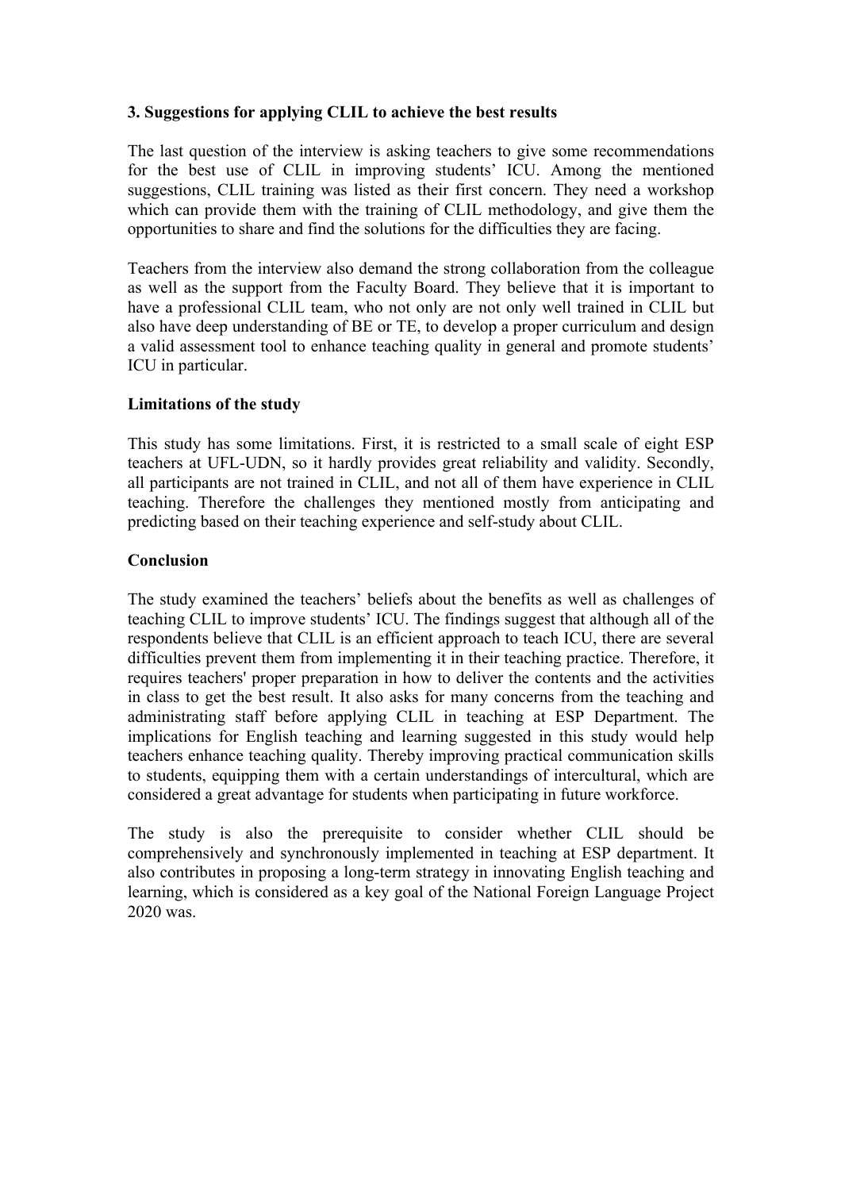### 3. Suggestions for applying CLIL to achieve the best results

The last question of the interview is asking teachers to give some recommendations for the best use of CLIL in improving students' ICU. Among the mentioned suggestions, CLIL training was listed as their first concern. They need a workshop which can provide them with the training of CLIL methodology, and give them the opportunities to share and find the solutions for the difficulties they are facing.

Teachers from the interview also demand the strong collaboration from the colleague as well as the support from the Faculty Board. They believe that it is important to have a professional CLIL team, who not only are not only well trained in CLIL but also have deep understanding of BE or TE, to develop a proper curriculum and design a valid assessment tool to enhance teaching quality in general and promote students' ICU in particular.

## Limitations of the study

This study has some limitations. First, it is restricted to a small scale of eight ESP teachers at UFL-UDN, so it hardly provides great reliability and validity. Secondly, all participants are not trained in CLIL, and not all of them have experience in CLIL teaching. Therefore the challenges they mentioned mostly from anticipating and predicting based on their teaching experience and self-study about CLIL.

## Conclusion

The study examined the teachers' beliefs about the benefits as well as challenges of teaching CLIL to improve students' ICU. The findings suggest that although all of the respondents believe that CLIL is an efficient approach to teach ICU, there are several difficulties prevent them from implementing it in their teaching practice. Therefore, it requires teachers' proper preparation in how to deliver the contents and the activities in class to get the best result. It also asks for many concerns from the teaching and administrating staff before applying CLIL in teaching at ESP Department. The implications for English teaching and learning suggested in this study would help teachers enhance teaching quality. Thereby improving practical communication skills to students, equipping them with a certain understandings of intercultural, which are considered a great advantage for students when participating in future workforce.

The study is also the prerequisite to consider whether CLIL should be comprehensively and synchronously implemented in teaching at ESP department. It also contributes in proposing a long-term strategy in innovating English teaching and learning, which is considered as a key goal of the National Foreign Language Project 2020 was.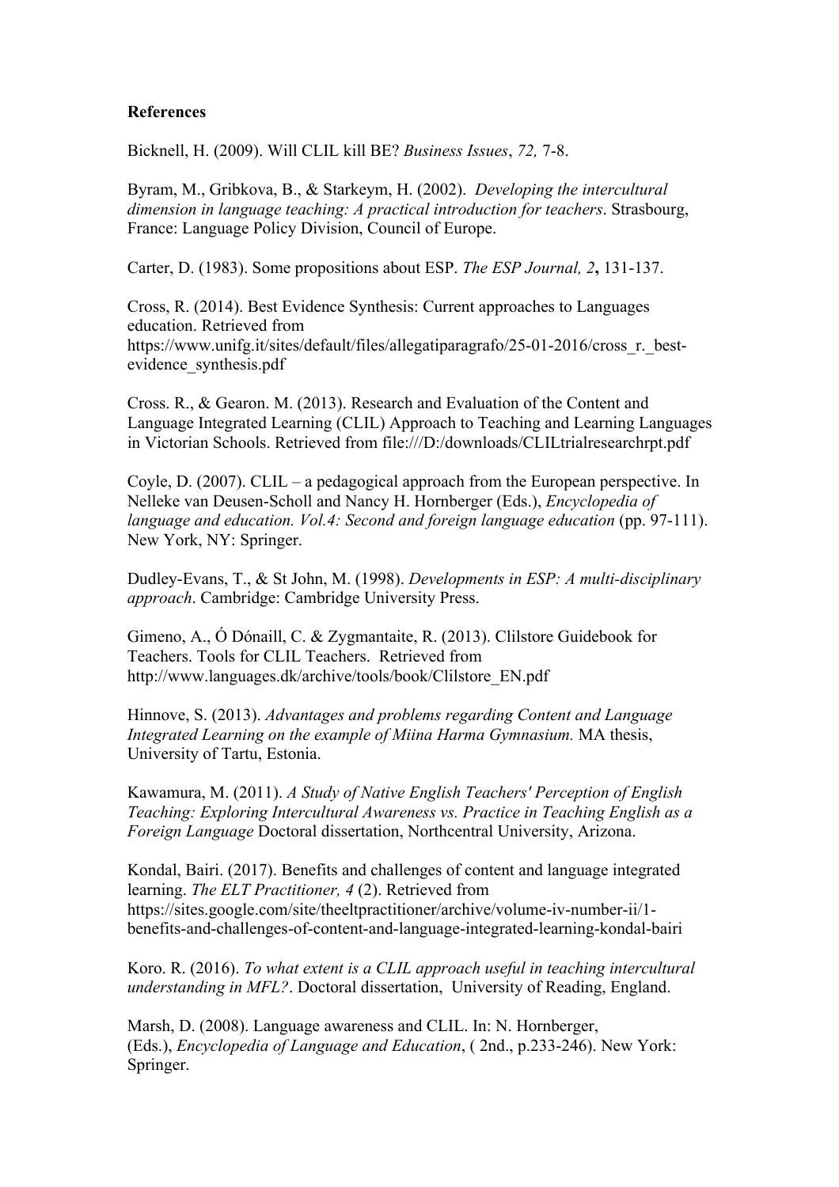**References**

Bicknell, H. (2009). Will CLIL kill BE? *Business Issues*, *72,* 7-8.

Byram, M., Gribkova, B., & Starkeym, H. (2002). *Developing the intercultural dimension in language teaching: A practical introduction for teachers*. Strasbourg, France: Language Policy Division, Council of Europe.

Carter, D. (1983). Some propositions about ESP. *The ESP Journal, 2***,** 131-137.

Cross, R. (2014). Best Evidence Synthesis: Current approaches to Languages education. Retrieved from https://www.unifg.it/sites/default/files/allegatiparagrafo/25-01-2016/cross_r._best-evidence_synthesis.pdf

Cross. R., & Gearon. M. (2013). Research and Evaluation of the Content and Language Integrated Learning (CLIL) Approach to Teaching and Learning Languages in Victorian Schools. Retrieved from file:///D:/downloads/CLILtrialresearchrpt.pdf

Coyle, D. (2007). CLIL – a pedagogical approach from the European perspective. In Nelleke van Deusen-Scholl and Nancy H. Hornberger (Eds.), *Encyclopedia of language and education. Vol.4: Second and foreign language education* (pp. 97-111). New York, NY: Springer.

Dudley-Evans, T., & St John, M. (1998). *Developments in ESP: A multi-disciplinary approach*. Cambridge: Cambridge University Press.

Gimeno, A., Ó Dónaill, C. & Zygmantaite, R. (2013). Clilstore Guidebook for Teachers. Tools for CLIL Teachers. Retrieved from http://www.languages.dk/archive/tools/book/Clilstore_EN.pdf

Hinnove, S. (2013). *Advantages and problems regarding Content and Language Integrated Learning on the example of Miina Harma Gymnasium.* MA thesis, University of Tartu, Estonia.

Kawamura, M. (2011). *A Study of Native English Teachers' Perception of English Teaching: Exploring Intercultural Awareness vs. Practice in Teaching English as a Foreign Language* Doctoral dissertation, Northcentral University, Arizona.

Kondal, Bairi. (2017). Benefits and challenges of content and language integrated learning. *The ELT Practitioner, 4* (2). Retrieved from https://sites.google.com/site/theeltpractitioner/archive/volume-iv-number-ii/1-benefits-and-challenges-of-content-and-language-integrated-learning-kondal-bairi

Koro. R. (2016). *To what extent is a CLIL approach useful in teaching intercultural understanding in MFL?*. Doctoral dissertation, University of Reading, England.

Marsh, D. (2008). Language awareness and CLIL. In: N. Hornberger, (Eds.), *Encyclopedia of Language and Education*, ( 2nd., p.233-246). New York: Springer.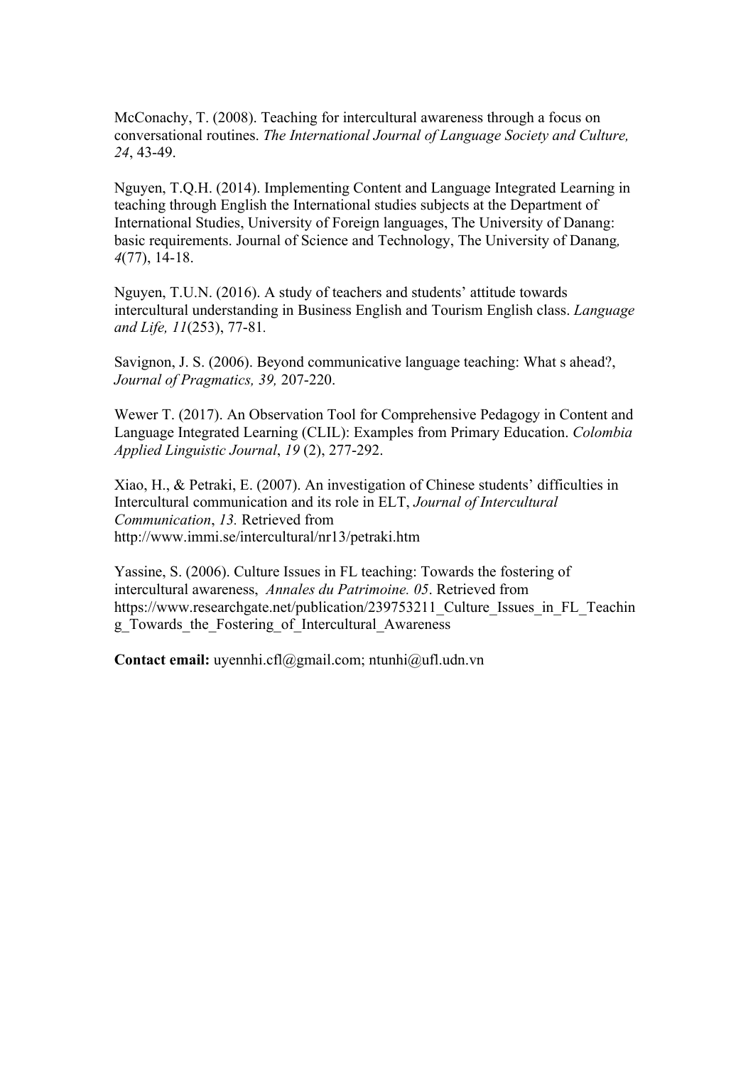McConachy, T. (2008). Teaching for intercultural awareness through a focus on conversational routines. *The International Journal of Language Society and Culture, 24*, 43-49.

Nguyen, T.Q.H. (2014). Implementing Content and Language Integrated Learning in teaching through English the International studies subjects at the Department of International Studies, University of Foreign languages, The University of Danang: basic requirements. Journal of Science and Technology, The University of Danang*, 4*(77), 14-18.

Nguyen, T.U.N. (2016). A study of teachers and students' attitude towards intercultural understanding in Business English and Tourism English class. *Language and Life, 11*(253), 77-81.

Savignon, J. S. (2006). Beyond communicative language teaching: What s ahead?, *Journal of Pragmatics, 39,* 207-220.

Wewer T. (2017). An Observation Tool for Comprehensive Pedagogy in Content and Language Integrated Learning (CLIL): Examples from Primary Education. *Colombia Applied Linguistic Journal*, *19* (2), 277-292.

Xiao, H., & Petraki, E. (2007). An investigation of Chinese students' difficulties in Intercultural communication and its role in ELT, *Journal of Intercultural Communication*, *13.* Retrieved from http://www.immi.se/intercultural/nr13/petraki.htm

Yassine, S. (2006). Culture Issues in FL teaching: Towards the fostering of intercultural awareness, *Annales du Patrimoine. 05*. Retrieved from https://www.researchgate.net/publication/239753211_Culture_Issues_in_FL_Teaching_Towards_the_Fostering_of_Intercultural_Awareness

**Contact email:** uyennhi.cfl@gmail.com; ntunhi@ufl.udn.vn